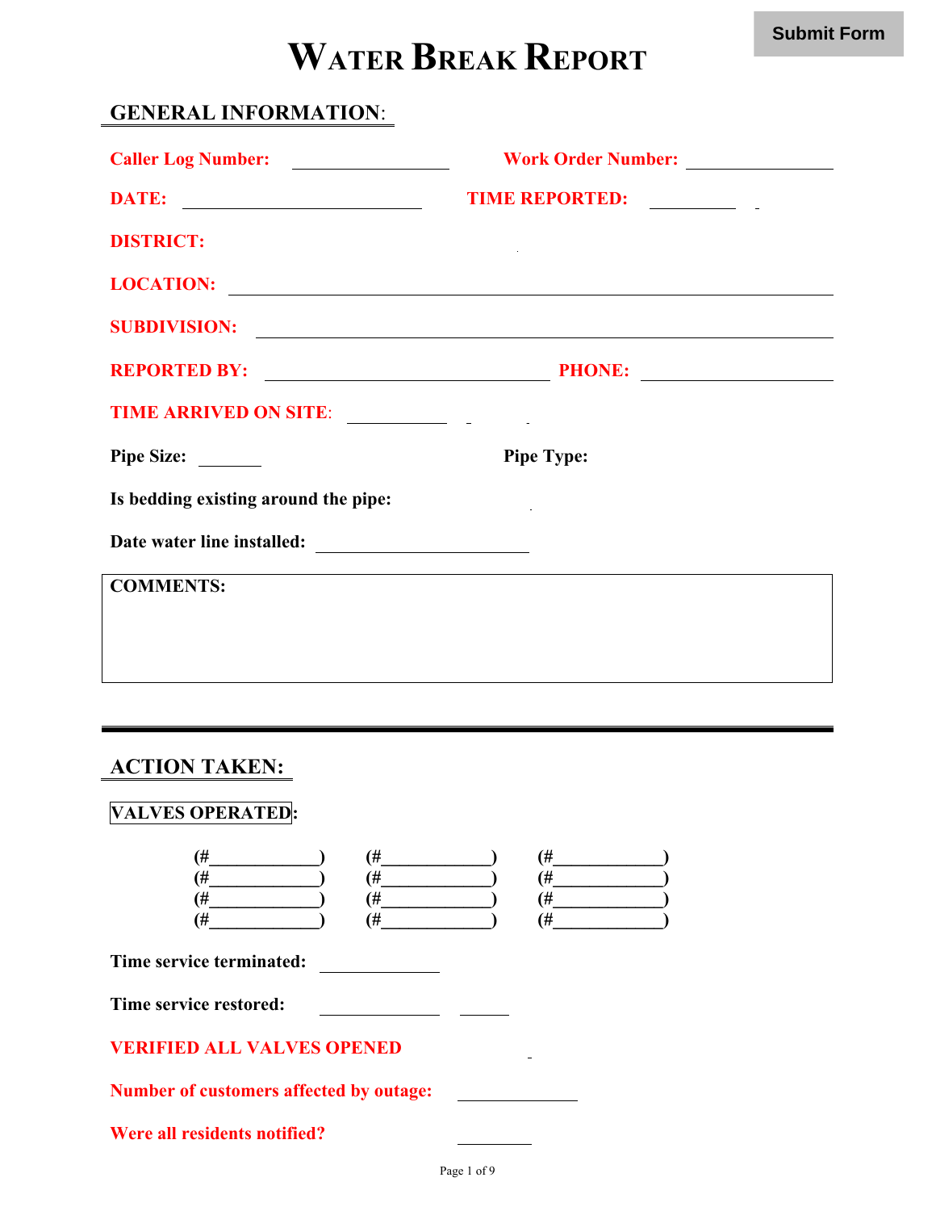Submit Form

# WATER BREAK REPORT

## GENERAL INFORMATION:

**Caller Log Number:** ________________ **Work Order Number:** ________________

**DATE:** ________________________ **TIME REPORTED:** _________

**DISTRICT:**

**LOCATION:** ____________________________________________________________

**SUBDIVISION:** __________________________________________________________

**REPORTED BY:** ____________________________ **PHONE:** ____________________

**TIME ARRIVED ON SITE:** __________

**Pipe Size:** ______ **Pipe Type:**

**Is bedding existing around the pipe:**

**Date water line installed:** ______________________

**COMMENTS:**

---

## ACTION TAKEN:

**VALVES OPERATED:**

(#____________) (#____________) (#____________)
(#____________) (#____________) (#____________)
(#____________) (#____________) (#____________)
(#____________) (#____________) (#____________)

**Time service terminated:** ____________

**Time service restored:** ____________ _____

**VERIFIED ALL VALVES OPENED**

**Number of customers affected by outage:** ____________

**Were all residents notified?** ________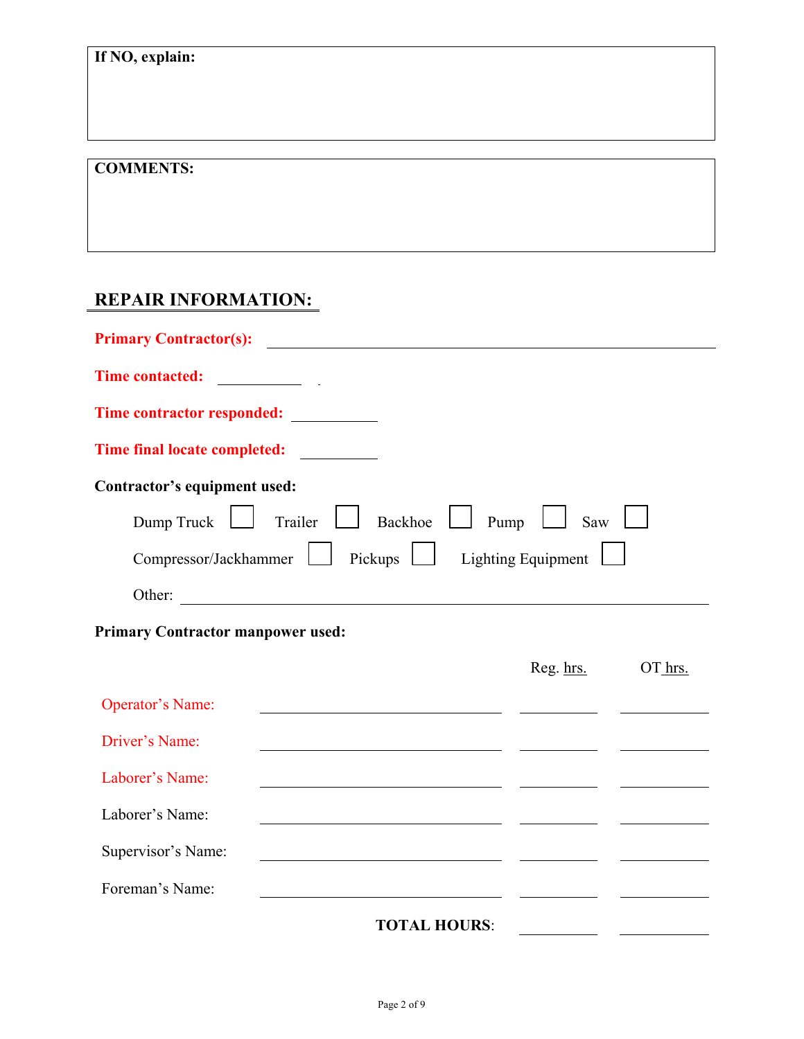**If NO, explain:**

**COMMENTS:**

## REPAIR INFORMATION:

**Primary Contractor(s):** ______________________________

**Time contacted:** __________

**Time contractor responded:** __________

**Time final locate completed:** __________

**Contractor's equipment used:**

Dump Truck ☐ Trailer ☐ Backhoe ☐ Pump ☐ Saw ☐

Compressor/Jackhammer ☐ Pickups ☐ Lighting Equipment ☐

Other: ______________________________

**Primary Contractor manpower used:**

| | | Reg. hrs. | OT hrs. |
|---|---|---|---|
| Operator's Name: | | | |
| Driver's Name: | | | |
| Laborer's Name: | | | |
| Laborer's Name: | | | |
| Supervisor's Name: | | | |
| Foreman's Name: | | | |
| | **TOTAL HOURS**: | | |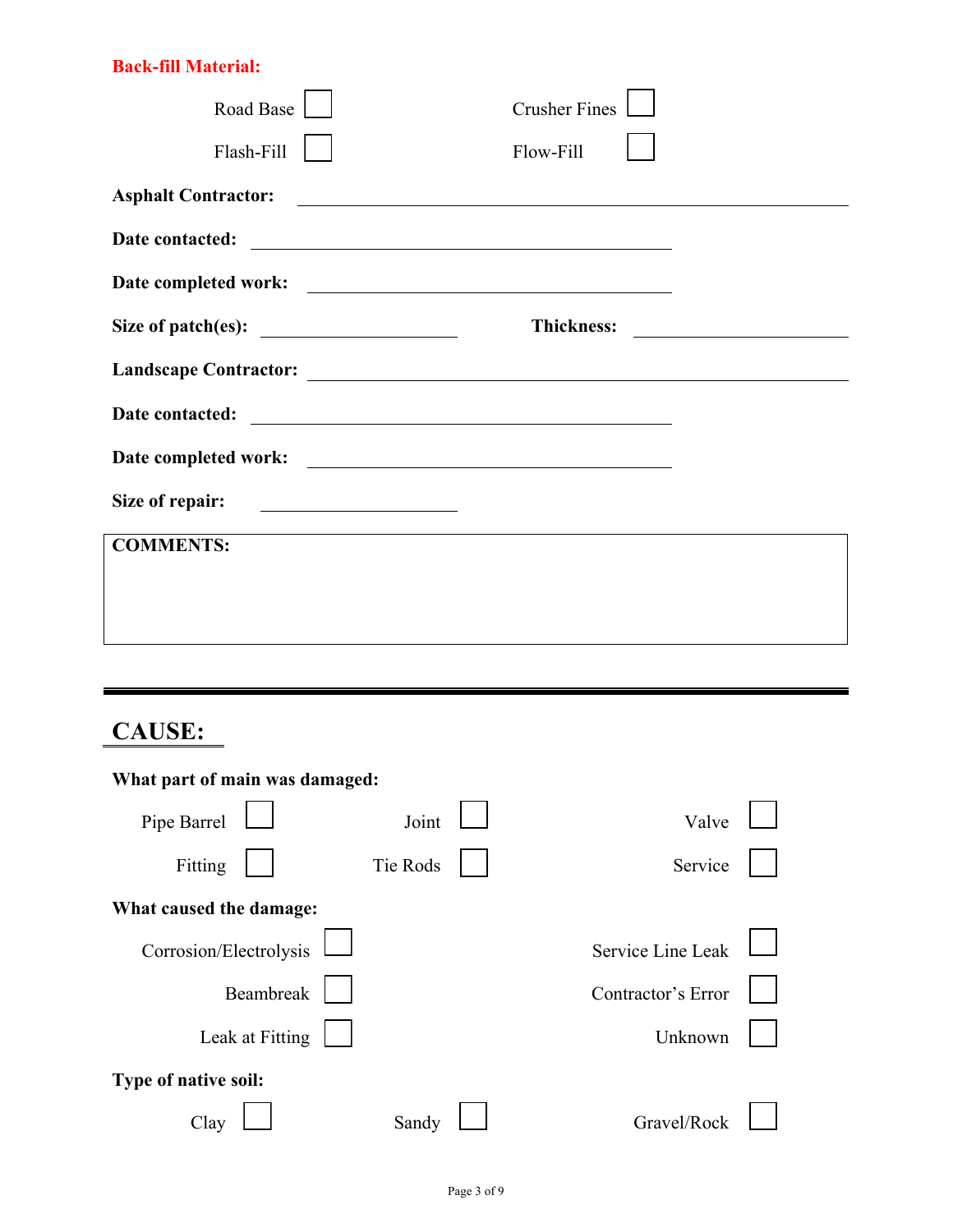**Back-fill Material:**

Road Base ☐ Crusher Fines ☐

Flash-Fill ☐ Flow-Fill ☐

**Asphalt Contractor:** ____________________

**Date contacted:** ____________________

**Date completed work:** ____________________

**Size of patch(es):** ____________________ **Thickness:** ____________________

**Landscape Contractor:** ____________________

**Date contacted:** ____________________

**Date completed work:** ____________________

**Size of repair:** ____________________

**COMMENTS:**

---

## CAUSE:

**What part of main was damaged:**

Pipe Barrel ☐ Joint ☐ Valve ☐

Fitting ☐ Tie Rods ☐ Service ☐

**What caused the damage:**

Corrosion/Electrolysis ☐ Service Line Leak ☐

Beambreak ☐ Contractor's Error ☐

Leak at Fitting ☐ Unknown ☐

**Type of native soil:**

Clay ☐ Sandy ☐ Gravel/Rock ☐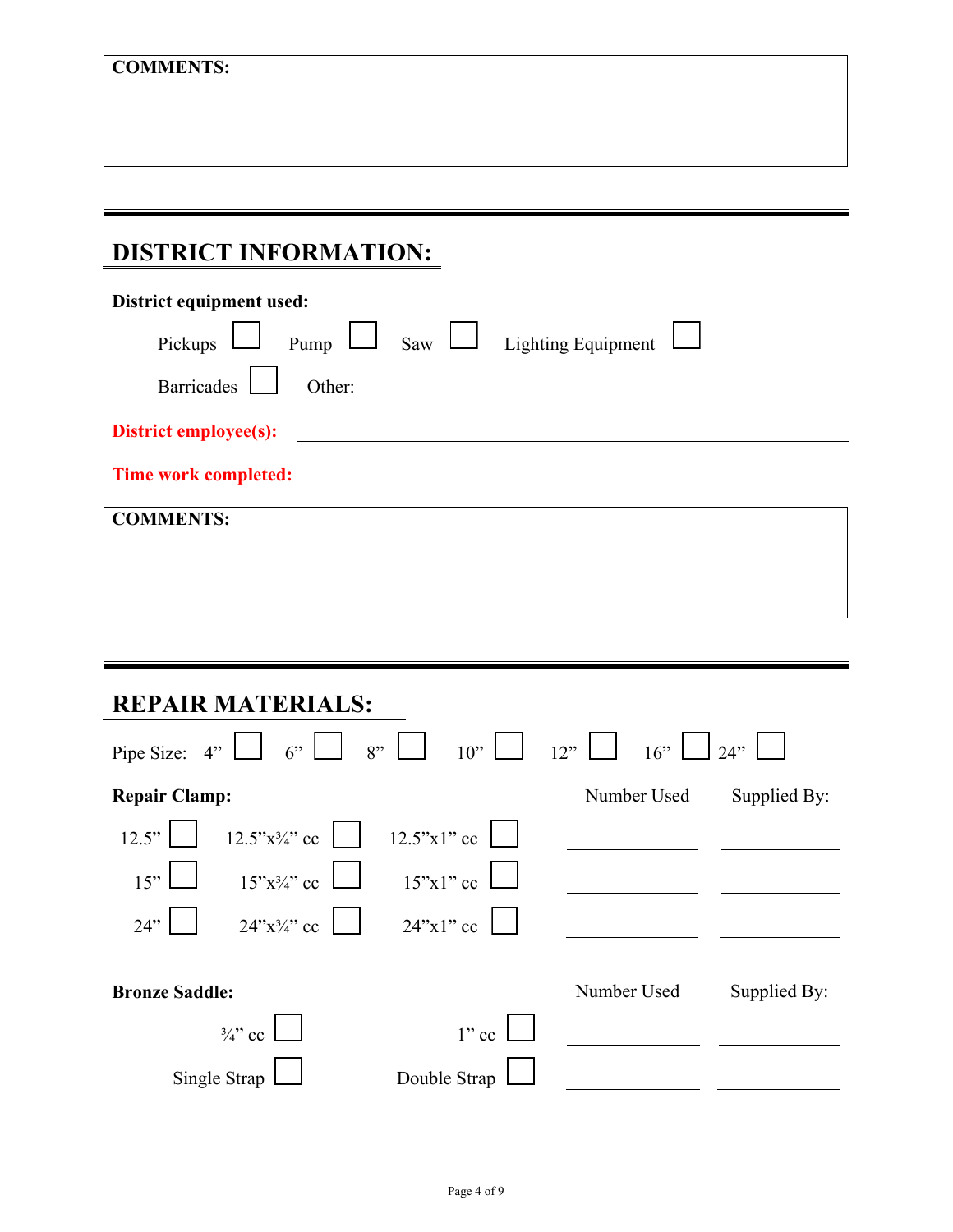**COMMENTS:**

---

## DISTRICT INFORMATION:

**District equipment used:**

Pickups ☐ Pump ☐ Saw ☐ Lighting Equipment ☐

Barricades ☐ Other: ______________________________

**District employee(s):** ______________________________

**Time work completed:** ______________

**COMMENTS:**

---

## REPAIR MATERIALS:

Pipe Size: 4” ☐ 6” ☐ 8” ☐ 10” ☐ 12” ☐ 16” ☐ 24” ☐

| **Repair Clamp:** | | | Number Used | Supplied By: |
|---|---|---|---|---|
| 12.5” ☐ | 12.5”x¾” cc ☐ | 12.5”x1” cc ☐ | __________ | __________ |
| 15” ☐ | 15”x¾” cc ☐ | 15”x1” cc ☐ | __________ | __________ |
| 24” ☐ | 24”x¾” cc ☐ | 24”x1” cc ☐ | __________ | __________ |

| **Bronze Saddle:** | | Number Used | Supplied By: |
|---|---|---|---|
| ¾” cc ☐ | 1” cc ☐ | __________ | __________ |
| Single Strap ☐ | Double Strap ☐ | __________ | __________ |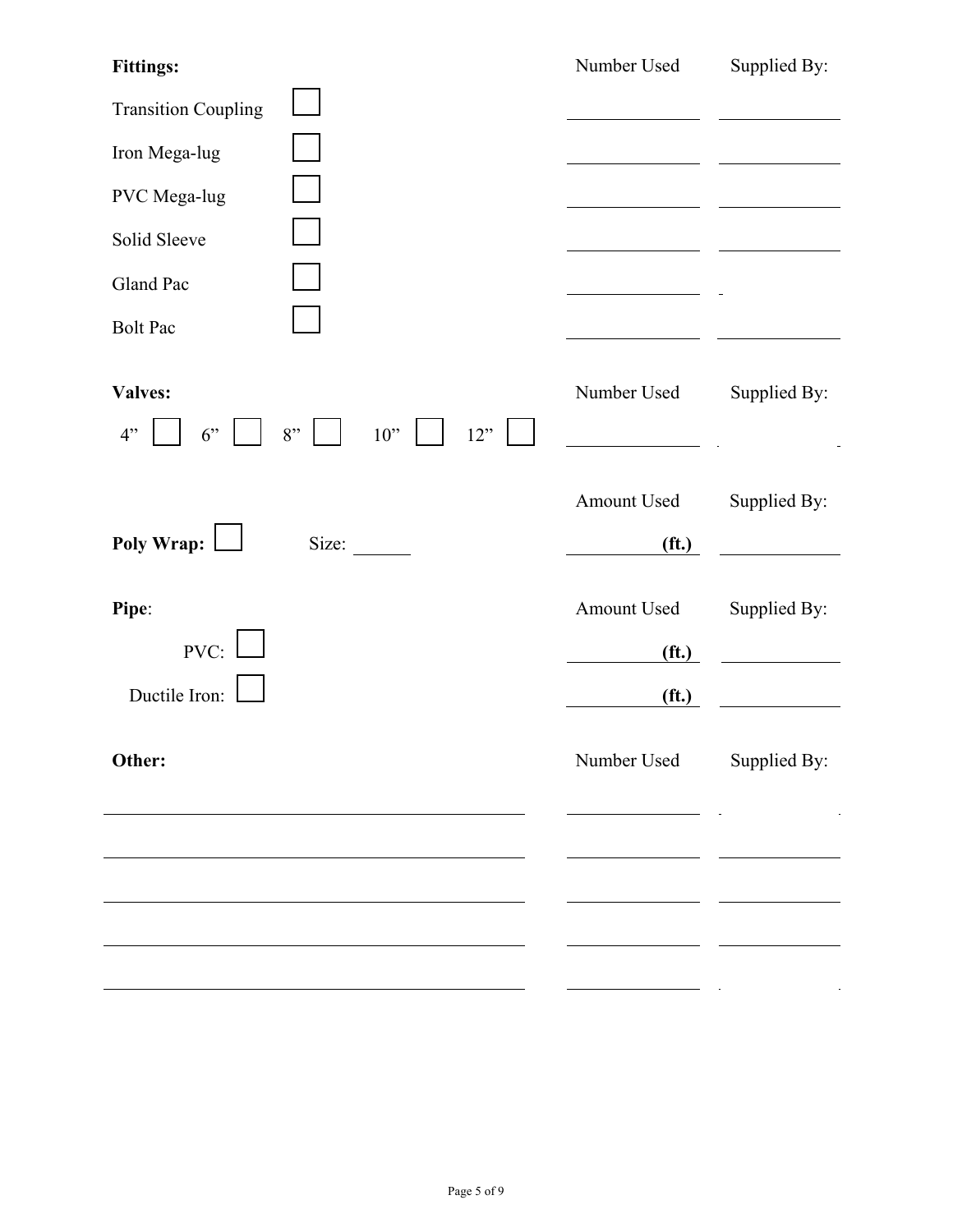| **Fittings:** | | Number Used | Supplied By: |
|---|---|---|---|
| Transition Coupling | ☐ | | |
| Iron Mega-lug | ☐ | | |
| PVC Mega-lug | ☐ | | |
| Solid Sleeve | ☐ | | |
| Gland Pac | ☐ | | |
| Bolt Pac | ☐ | | |

| **Valves:** | Number Used | Supplied By: |
|---|---|---|
| 4” ☐ 6” ☐ 8” ☐ 10” ☐ 12” ☐ | | |

| | | Amount Used | Supplied By: |
|---|---|---|---|
| **Poly Wrap:** ☐ | Size: ______ | **(ft.)** | |

| **Pipe**: | | Amount Used | Supplied By: |
|---|---|---|---|
| PVC: | ☐ | **(ft.)** | |
| Ductile Iron: | ☐ | **(ft.)** | |

| **Other:** | Number Used | Supplied By: |
|---|---|---|
| | | |
| | | |
| | | |
| | | |
| | | |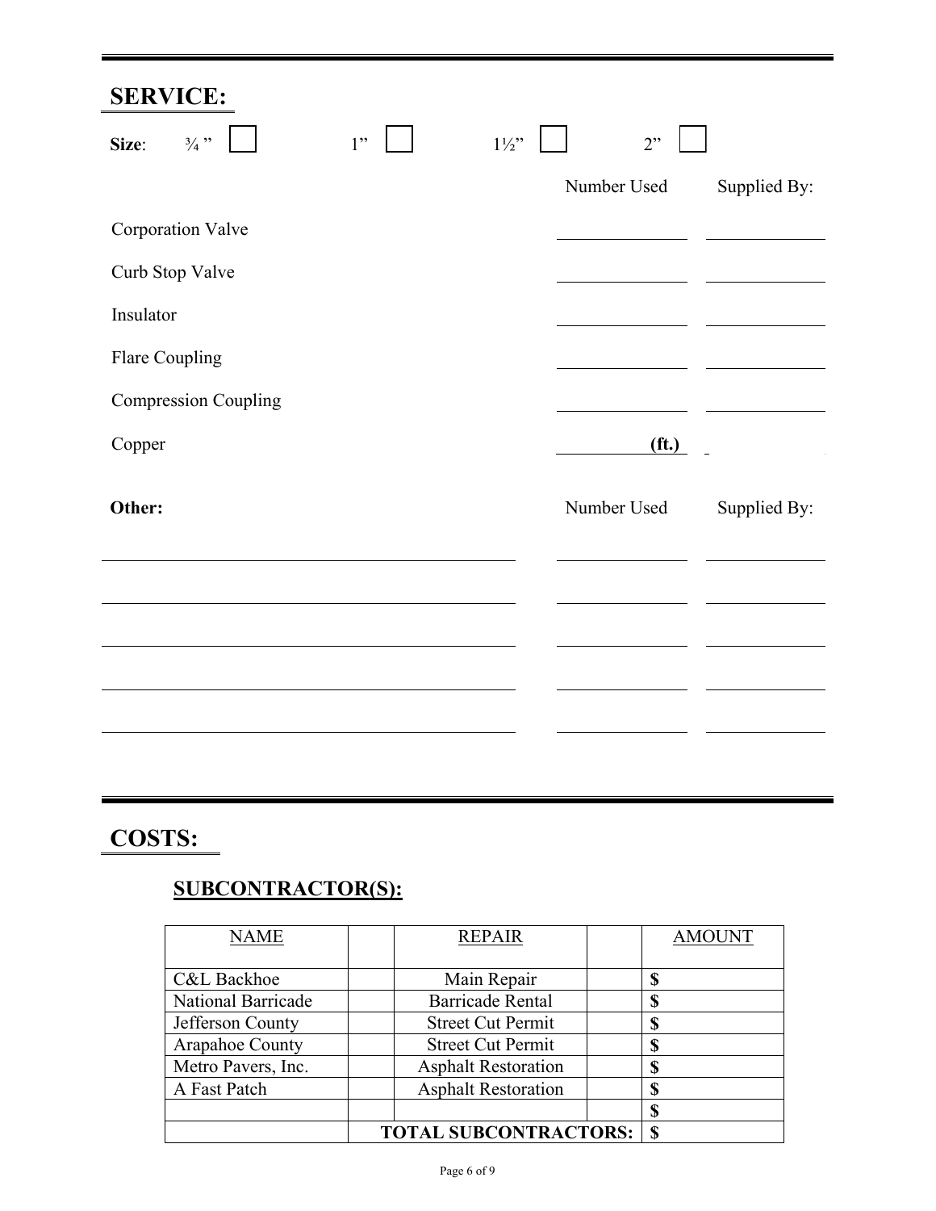## SERVICE:

**Size**: ¾ ” ☐ 1” ☐ 1½” ☐ 2” ☐

| | Number Used | Supplied By: |
|---|---|---|
| Corporation Valve | | |
| Curb Stop Valve | | |
| Insulator | | |
| Flare Coupling | | |
| Compression Coupling | | |
| Copper | **(ft.)** | |

| **Other:** | Number Used | Supplied By: |
|---|---|---|
| | | |
| | | |
| | | |
| | | |
| | | |

## COSTS:

### SUBCONTRACTOR(S):

| NAME | | REPAIR | | AMOUNT |
|---|---|---|---|---|
| C&L Backhoe | | Main Repair | | **$** |
| National Barricade | | Barricade Rental | | **$** |
| Jefferson County | | Street Cut Permit | | **$** |
| Arapahoe County | | Street Cut Permit | | **$** |
| Metro Pavers, Inc. | | Asphalt Restoration | | **$** |
| A Fast Patch | | Asphalt Restoration | | **$** |
| | | | | **$** |
| | **TOTAL SUBCONTRACTORS:** | | | **$** |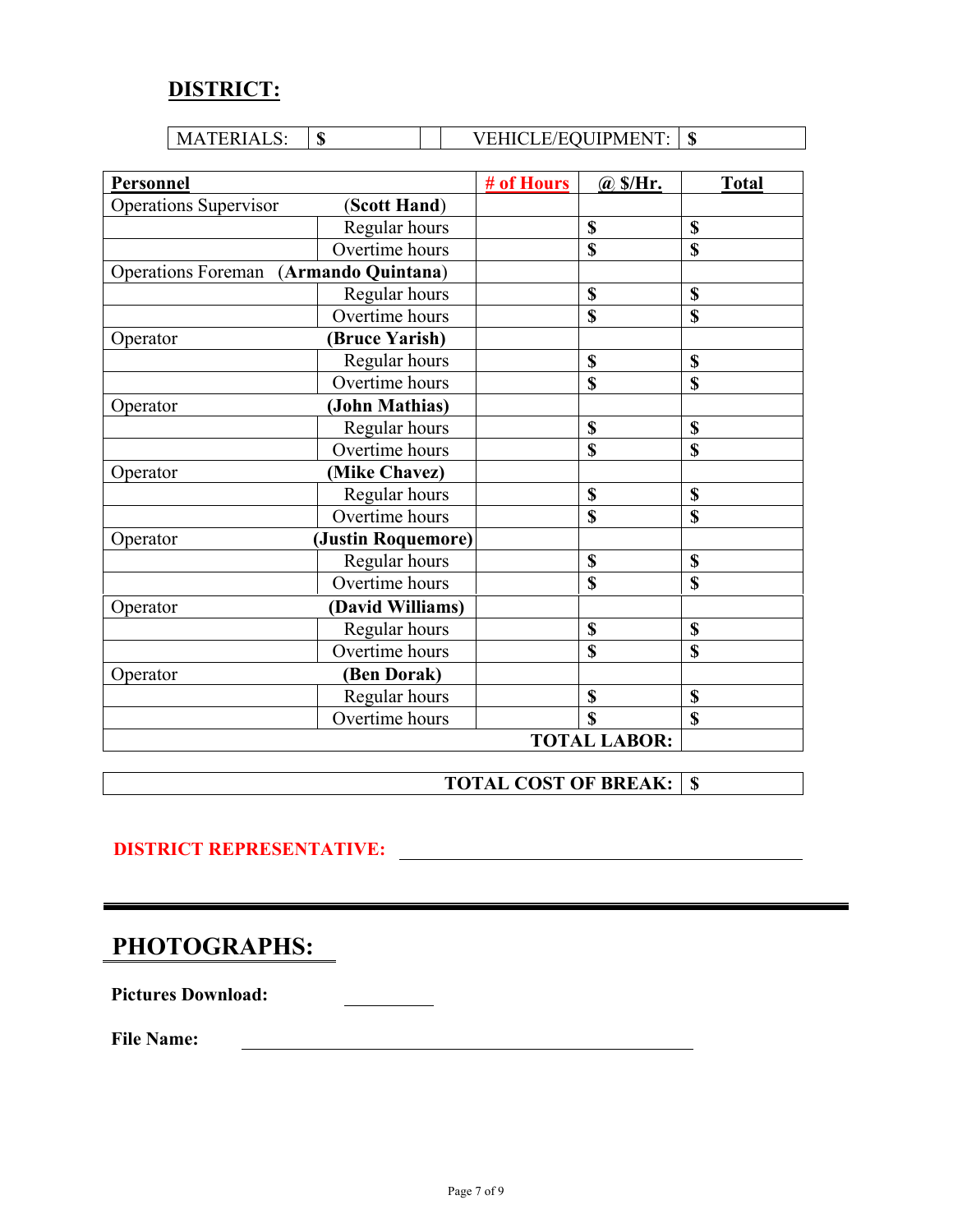## DISTRICT:

| MATERIALS: | $ | | VEHICLE/EQUIPMENT: | $ |
|---|---|---|---|---|

| Personnel | | # of Hours | @ $/Hr. | Total |
|---|---|---|---|---|
| Operations Supervisor | (**Scott Hand**) | | | |
| | Regular hours | | $ | $ |
| | Overtime hours | | $ | $ |
| Operations Foreman | (**Armando Quintana**) | | | |
| | Regular hours | | $ | $ |
| | Overtime hours | | $ | $ |
| Operator | **(Bruce Yarish)** | | | |
| | Regular hours | | $ | $ |
| | Overtime hours | | $ | $ |
| Operator | **(John Mathias)** | | | |
| | Regular hours | | $ | $ |
| | Overtime hours | | $ | $ |
| Operator | **(Mike Chavez)** | | | |
| | Regular hours | | $ | $ |
| | Overtime hours | | $ | $ |
| Operator | **(Justin Roquemore)** | | | |
| | Regular hours | | $ | $ |
| | Overtime hours | | $ | $ |
| Operator | **(David Williams)** | | | |
| | Regular hours | | $ | $ |
| | Overtime hours | | $ | $ |
| Operator | **(Ben Dorak)** | | | |
| | Regular hours | | $ | $ |
| | Overtime hours | | $ | $ |
| | | | **TOTAL LABOR:** | |

| **TOTAL COST OF BREAK:** | $ |
|---|---|

**DISTRICT REPRESENTATIVE:** ______________________________

---

## PHOTOGRAPHS:

**Pictures Download:** __________

**File Name:** ______________________________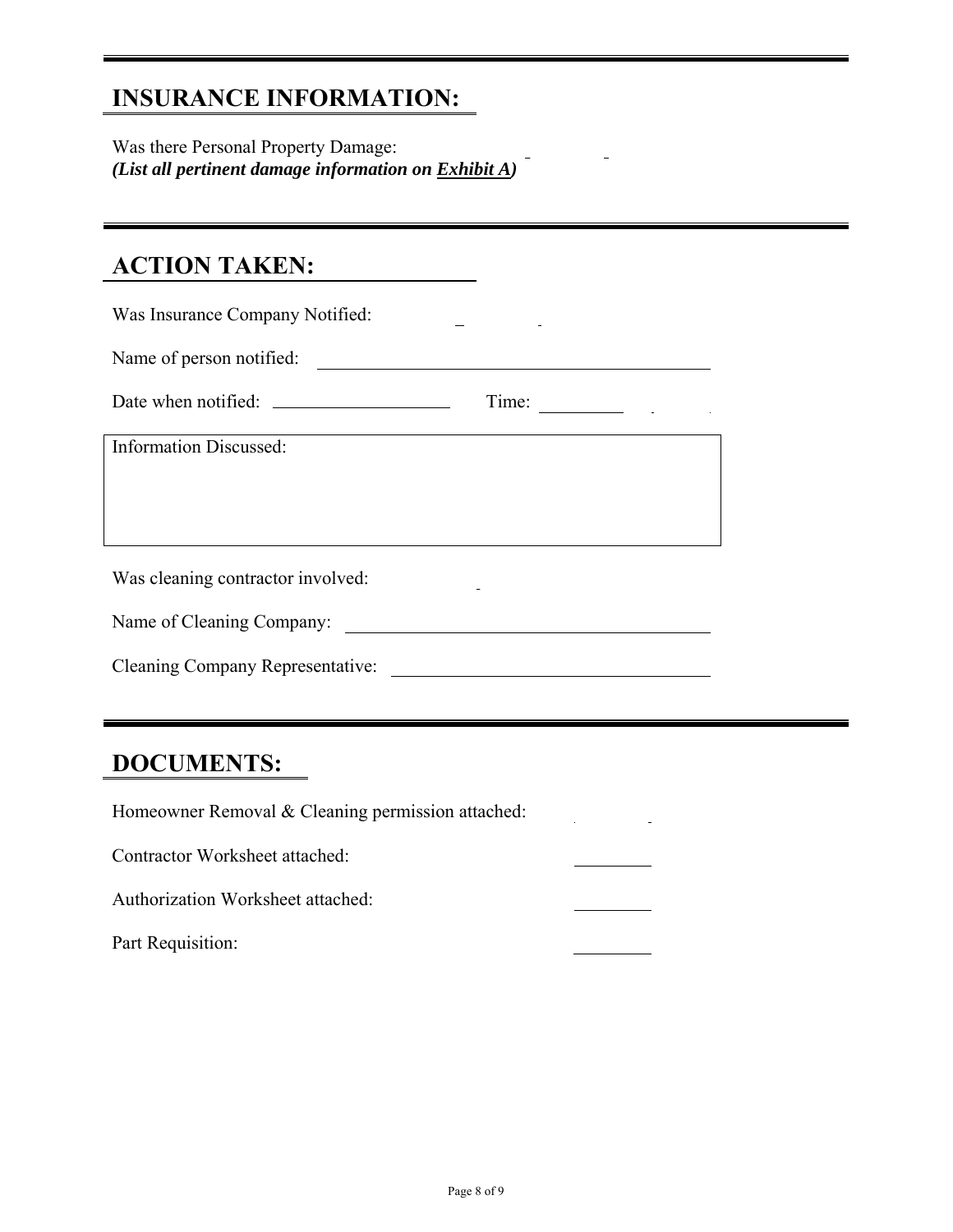## INSURANCE INFORMATION:

Was there Personal Property Damage:
***(List all pertinent damage information on Exhibit A)***

## ACTION TAKEN:

Was Insurance Company Notified:

Name of person notified: ______________________________

Date when notified: ______________ Time: ________

| Information Discussed: |
|---|
| |

Was cleaning contractor involved:

Name of Cleaning Company: ______________________________

Cleaning Company Representative: ______________________________

## DOCUMENTS:

Homeowner Removal & Cleaning permission attached:

Contractor Worksheet attached: ________

Authorization Worksheet attached: ________

Part Requisition: ________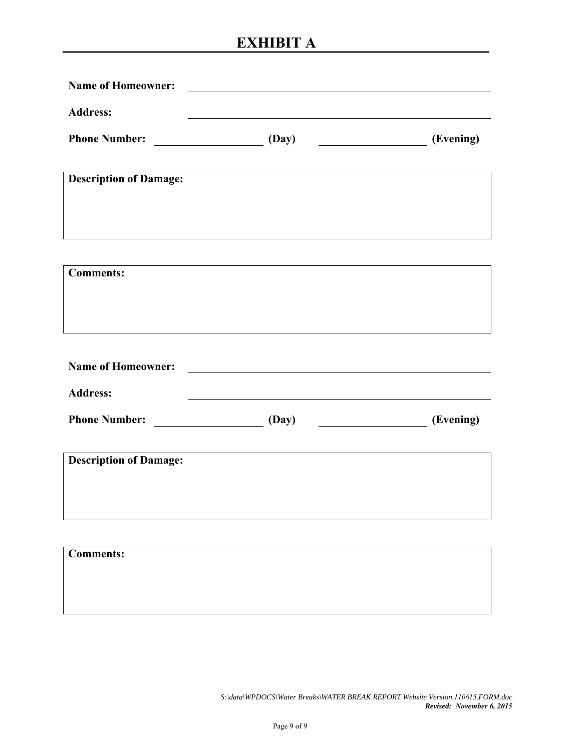# EXHIBIT A

**Name of Homeowner:** \_\_\_\_\_\_\_\_\_\_\_\_\_\_\_\_\_\_\_\_\_\_\_\_\_\_\_\_\_\_\_\_\_\_\_\_\_\_\_\_

**Address:** \_\_\_\_\_\_\_\_\_\_\_\_\_\_\_\_\_\_\_\_\_\_\_\_\_\_\_\_\_\_\_\_\_\_\_\_\_\_\_\_

**Phone Number:** \_\_\_\_\_\_\_\_\_\_\_\_\_\_\_\_ **(Day)** \_\_\_\_\_\_\_\_\_\_\_\_\_\_\_\_ **(Evening)**

| **Description of Damage:** |
| --- |
| |

| **Comments:** |
| --- |
| |

**Name of Homeowner:** \_\_\_\_\_\_\_\_\_\_\_\_\_\_\_\_\_\_\_\_\_\_\_\_\_\_\_\_\_\_\_\_\_\_\_\_\_\_\_\_

**Address:** \_\_\_\_\_\_\_\_\_\_\_\_\_\_\_\_\_\_\_\_\_\_\_\_\_\_\_\_\_\_\_\_\_\_\_\_\_\_\_\_

**Phone Number:** \_\_\_\_\_\_\_\_\_\_\_\_\_\_\_\_ **(Day)** \_\_\_\_\_\_\_\_\_\_\_\_\_\_\_\_ **(Evening)**

| **Description of Damage:** |
| --- |
| |

| **Comments:** |
| --- |
| |

*S:\data\WPDOCS\Water Breaks\WATER BREAK REPORT Website Version.110615.FORM.doc*
***Revised: November 6, 2015***